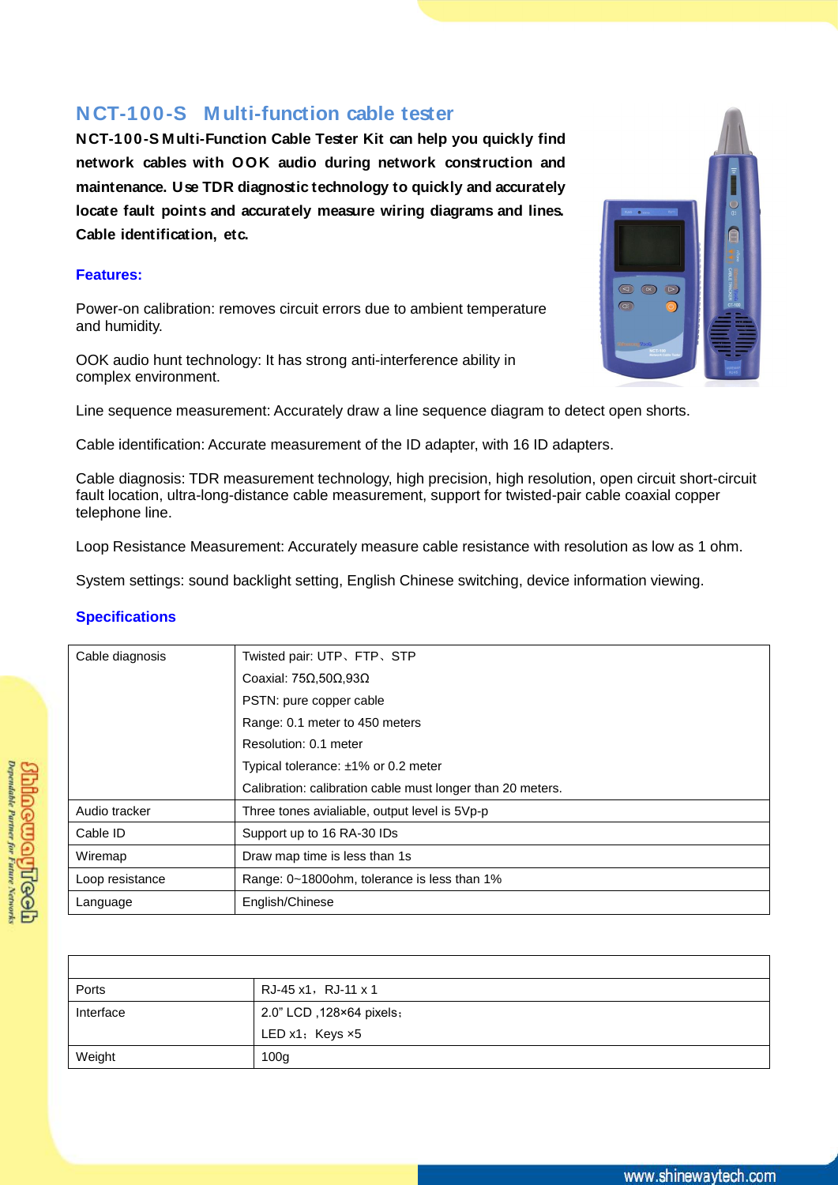## NCT-100-S Multi-function cable tester

**NCT-100-S Multi-Function Cable Tester Kit can help you quickly find network cables with OOK audio during network construction and maintenance. Use TDR diagnostic technology to quickly and accurately locate fault points and accurately measure wiring diagrams and lines. Cable identification, etc.**

### Features:

Power-on calibration: removes circuit errors due to ambient temperature and humidity.

OOK audio hunt technology: It has strong anti-interference ability in complex environment.

Line sequence measurement: Accurately draw a line sequence diagram to detect open shorts.

Cable identification: Accurate measurement of the ID adapter, with 16 ID adapters.

Cable diagnosis: TDR measurement technology, high precision, high resolution, open circuit short-circuit fault location, ultra-long-distance cable measurement, support for twisted-pair cable coaxial copper telephone line.

Loop Resistance Measurement: Accurately measure cable resistance with resolution as low as 1 ohm.

System settings: sound backlight setting, English Chinese switching, device information viewing.

### Specifications

| | |
|---|---|
| Cable diagnosis | Twisted pair: UTP、FTP、STP<br>Coaxial: 75Ω,50Ω,93Ω<br>PSTN: pure copper cable<br>Range: 0.1 meter to 450 meters<br>Resolution: 0.1 meter<br>Typical tolerance: ±1% or 0.2 meter<br>Calibration: calibration cable must longer than 20 meters. |
| Audio tracker | Three tones avialiable, output level is 5Vp-p |
| Cable ID | Support up to 16 RA-30 IDs |
| Wiremap | Draw map time is less than 1s |
| Loop resistance | Range: 0~1800ohm, tolerance is less than 1% |
| Language | English/Chinese |

| | |
|---|---|
| Ports | RJ-45 x1，RJ-11 x 1 |
| Interface | 2.0” LCD ,128×64 pixels；<br>LED x1；Keys ×5 |
| Weight | 100g |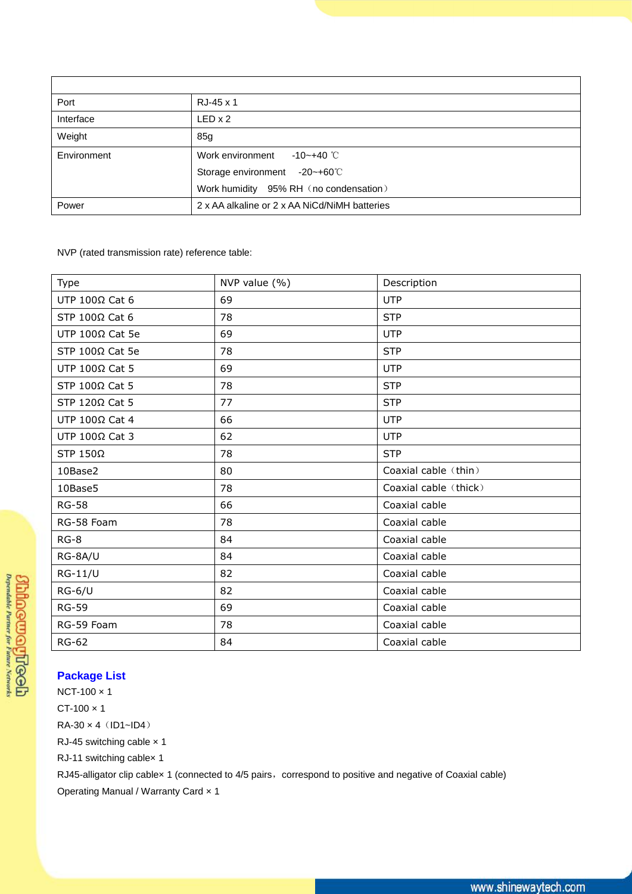| | |
|---|---|
| Port | RJ-45 x 1 |
| Interface | LED x 2 |
| Weight | 85g |
| Environment | Work environment -10~+40 ℃<br>Storage environment -20~+60℃<br>Work humidity 95% RH（no condensation） |
| Power | 2 x AA alkaline or 2 x AA NiCd/NiMH batteries |

NVP (rated transmission rate) reference table:

| Type | NVP value (%) | Description |
|---|---|---|
| UTP 100Ω Cat 6 | 69 | UTP |
| STP 100Ω Cat 6 | 78 | STP |
| UTP 100Ω Cat 5e | 69 | UTP |
| STP 100Ω Cat 5e | 78 | STP |
| UTP 100Ω Cat 5 | 69 | UTP |
| STP 100Ω Cat 5 | 78 | STP |
| STP 120Ω Cat 5 | 77 | STP |
| UTP 100Ω Cat 4 | 66 | UTP |
| UTP 100Ω Cat 3 | 62 | UTP |
| STP 150Ω | 78 | STP |
| 10Base2 | 80 | Coaxial cable（thin） |
| 10Base5 | 78 | Coaxial cable（thick） |
| RG-58 | 66 | Coaxial cable |
| RG-58 Foam | 78 | Coaxial cable |
| RG-8 | 84 | Coaxial cable |
| RG-8A/U | 84 | Coaxial cable |
| RG-11/U | 82 | Coaxial cable |
| RG-6/U | 82 | Coaxial cable |
| RG-59 | 69 | Coaxial cable |
| RG-59 Foam | 78 | Coaxial cable |
| RG-62 | 84 | Coaxial cable |

## Package List

NCT-100 × 1

CT-100 × 1

RA-30 × 4（ID1~ID4）

RJ-45 switching cable × 1

RJ-11 switching cable× 1

RJ45-alligator clip cable× 1 (connected to 4/5 pairs，correspond to positive and negative of Coaxial cable)

Operating Manual / Warranty Card × 1